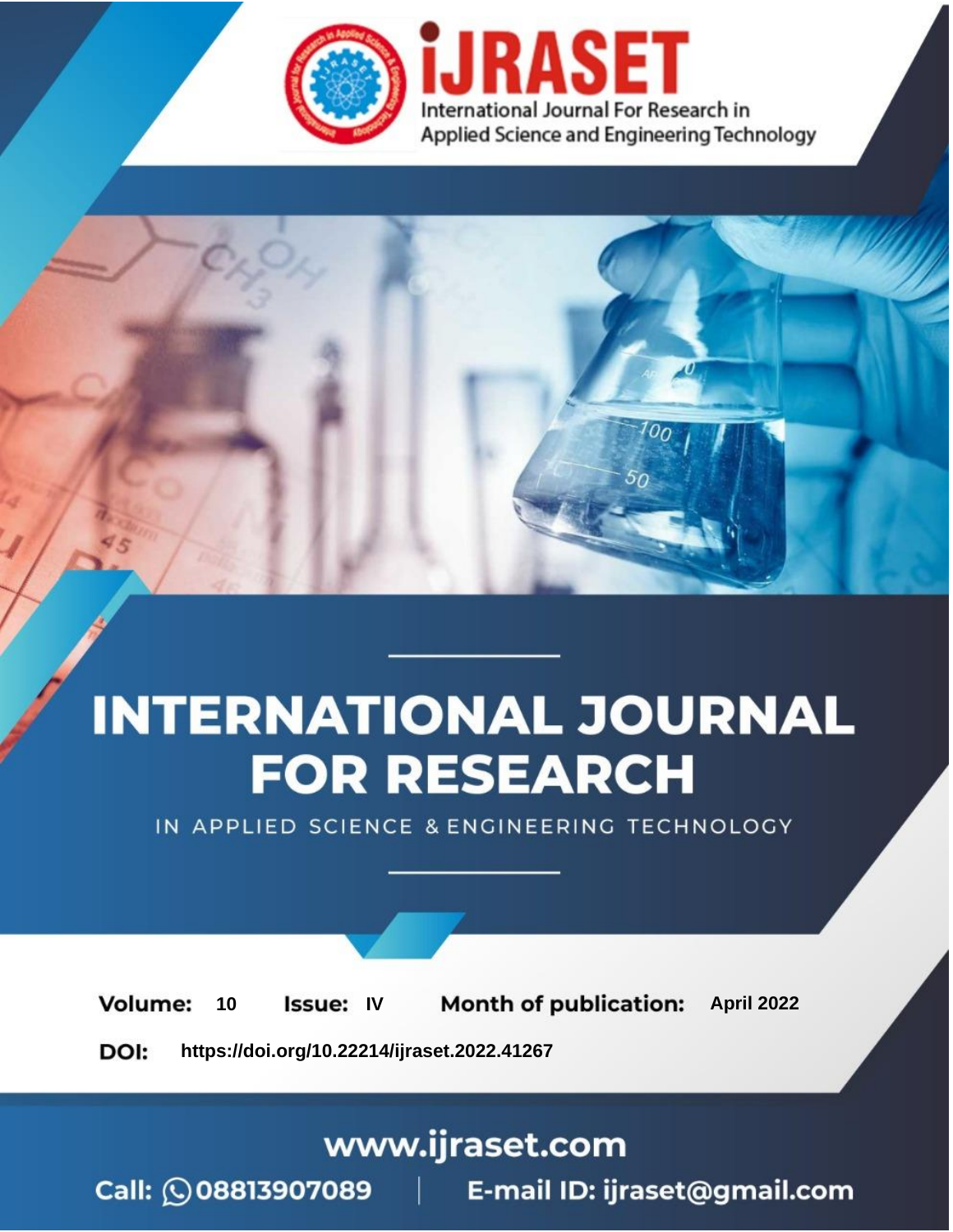iJRASET

International Journal For Research in Applied Science and Engineering Technology

# INTERNATIONAL JOURNAL FOR RESEARCH

IN APPLIED SCIENCE & ENGINEERING TECHNOLOGY

**Volume:** 10 **Issue:** IV **Month of publication:** April 2022

**DOI:** https://doi.org/10.22214/ijraset.2022.41267

www.ijraset.com

Call: 08813907089 | E-mail ID: ijraset@gmail.com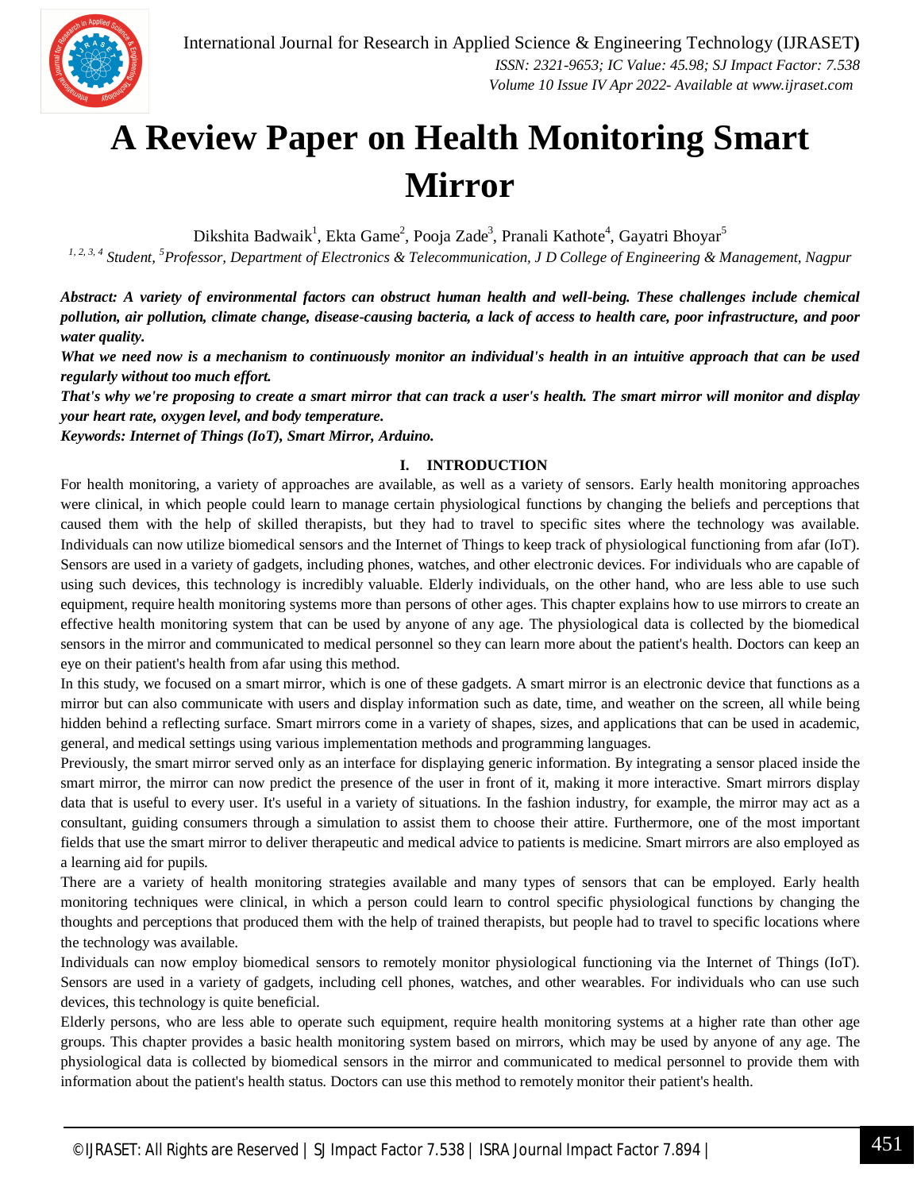# A Review Paper on Health Monitoring Smart Mirror

Dikshita Badwaik[1], Ekta Game[2], Pooja Zade[3], Pranali Kathote[4], Gayatri Bhoyar[5]

*[1, 2, 3, 4] Student, [5]Professor, Department of Electronics & Telecommunication, J D College of Engineering & Management, Nagpur*

***Abstract:** A variety of environmental factors can obstruct human health and well-being. These challenges include chemical pollution, air pollution, climate change, disease-causing bacteria, a lack of access to health care, poor infrastructure, and poor water quality.*

***What we need now is a mechanism to continuously monitor an individual's health in an intuitive approach that can be used regularly without too much effort.***

***That's why we're proposing to create a smart mirror that can track a user's health. The smart mirror will monitor and display your heart rate, oxygen level, and body temperature.***

***Keywords: Internet of Things (IoT), Smart Mirror, Arduino.***

## I. INTRODUCTION

For health monitoring, a variety of approaches are available, as well as a variety of sensors. Early health monitoring approaches were clinical, in which people could learn to manage certain physiological functions by changing the beliefs and perceptions that caused them with the help of skilled therapists, but they had to travel to specific sites where the technology was available. Individuals can now utilize biomedical sensors and the Internet of Things to keep track of physiological functioning from afar (IoT). Sensors are used in a variety of gadgets, including phones, watches, and other electronic devices. For individuals who are capable of using such devices, this technology is incredibly valuable. Elderly individuals, on the other hand, who are less able to use such equipment, require health monitoring systems more than persons of other ages. This chapter explains how to use mirrors to create an effective health monitoring system that can be used by anyone of any age. The physiological data is collected by the biomedical sensors in the mirror and communicated to medical personnel so they can learn more about the patient's health. Doctors can keep an eye on their patient's health from afar using this method.

In this study, we focused on a smart mirror, which is one of these gadgets. A smart mirror is an electronic device that functions as a mirror but can also communicate with users and display information such as date, time, and weather on the screen, all while being hidden behind a reflecting surface. Smart mirrors come in a variety of shapes, sizes, and applications that can be used in academic, general, and medical settings using various implementation methods and programming languages.

Previously, the smart mirror served only as an interface for displaying generic information. By integrating a sensor placed inside the smart mirror, the mirror can now predict the presence of the user in front of it, making it more interactive. Smart mirrors display data that is useful to every user. It's useful in a variety of situations. In the fashion industry, for example, the mirror may act as a consultant, guiding consumers through a simulation to assist them to choose their attire. Furthermore, one of the most important fields that use the smart mirror to deliver therapeutic and medical advice to patients is medicine. Smart mirrors are also employed as a learning aid for pupils.

There are a variety of health monitoring strategies available and many types of sensors that can be employed. Early health monitoring techniques were clinical, in which a person could learn to control specific physiological functions by changing the thoughts and perceptions that produced them with the help of trained therapists, but people had to travel to specific locations where the technology was available.

Individuals can now employ biomedical sensors to remotely monitor physiological functioning via the Internet of Things (IoT). Sensors are used in a variety of gadgets, including cell phones, watches, and other wearables. For individuals who can use such devices, this technology is quite beneficial.

Elderly persons, who are less able to operate such equipment, require health monitoring systems at a higher rate than other age groups. This chapter provides a basic health monitoring system based on mirrors, which may be used by anyone of any age. The physiological data is collected by biomedical sensors in the mirror and communicated to medical personnel to provide them with information about the patient's health status. Doctors can use this method to remotely monitor their patient's health.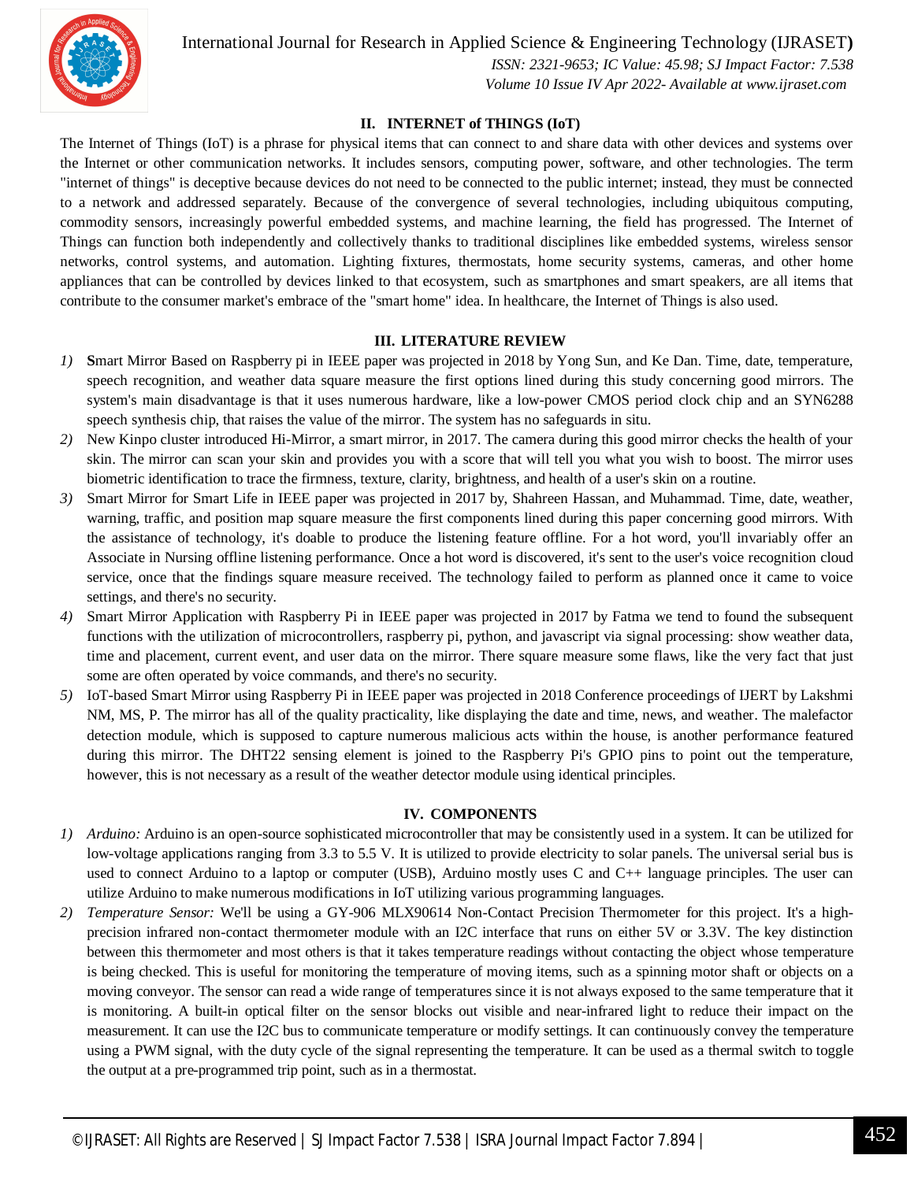## II. INTERNET of THINGS (IoT)

The Internet of Things (IoT) is a phrase for physical items that can connect to and share data with other devices and systems over the Internet or other communication networks. It includes sensors, computing power, software, and other technologies. The term "internet of things" is deceptive because devices do not need to be connected to the public internet; instead, they must be connected to a network and addressed separately. Because of the convergence of several technologies, including ubiquitous computing, commodity sensors, increasingly powerful embedded systems, and machine learning, the field has progressed. The Internet of Things can function both independently and collectively thanks to traditional disciplines like embedded systems, wireless sensor networks, control systems, and automation. Lighting fixtures, thermostats, home security systems, cameras, and other home appliances that can be controlled by devices linked to that ecosystem, such as smartphones and smart speakers, are all items that contribute to the consumer market's embrace of the "smart home" idea. In healthcare, the Internet of Things is also used.

## III. LITERATURE REVIEW

1) **S**mart Mirror Based on Raspberry pi in IEEE paper was projected in 2018 by Yong Sun, and Ke Dan. Time, date, temperature, speech recognition, and weather data square measure the first options lined during this study concerning good mirrors. The system's main disadvantage is that it uses numerous hardware, like a low-power CMOS period clock chip and an SYN6288 speech synthesis chip, that raises the value of the mirror. The system has no safeguards in situ.
2) New Kinpo cluster introduced Hi-Mirror, a smart mirror, in 2017. The camera during this good mirror checks the health of your skin. The mirror can scan your skin and provides you with a score that will tell you what you wish to boost. The mirror uses biometric identification to trace the firmness, texture, clarity, brightness, and health of a user's skin on a routine.
3) Smart Mirror for Smart Life in IEEE paper was projected in 2017 by, Shahreen Hassan, and Muhammad. Time, date, weather, warning, traffic, and position map square measure the first components lined during this paper concerning good mirrors. With the assistance of technology, it's doable to produce the listening feature offline. For a hot word, you'll invariably offer an Associate in Nursing offline listening performance. Once a hot word is discovered, it's sent to the user's voice recognition cloud service, once that the findings square measure received. The technology failed to perform as planned once it came to voice settings, and there's no security.
4) Smart Mirror Application with Raspberry Pi in IEEE paper was projected in 2017 by Fatma we tend to found the subsequent functions with the utilization of microcontrollers, raspberry pi, python, and javascript via signal processing: show weather data, time and placement, current event, and user data on the mirror. There square measure some flaws, like the very fact that just some are often operated by voice commands, and there's no security.
5) IoT-based Smart Mirror using Raspberry Pi in IEEE paper was projected in 2018 Conference proceedings of IJERT by Lakshmi NM, MS, P. The mirror has all of the quality practicality, like displaying the date and time, news, and weather. The malefactor detection module, which is supposed to capture numerous malicious acts within the house, is another performance featured during this mirror. The DHT22 sensing element is joined to the Raspberry Pi's GPIO pins to point out the temperature, however, this is not necessary as a result of the weather detector module using identical principles.

## IV. COMPONENTS

1) *Arduino:* Arduino is an open-source sophisticated microcontroller that may be consistently used in a system. It can be utilized for low-voltage applications ranging from 3.3 to 5.5 V. It is utilized to provide electricity to solar panels. The universal serial bus is used to connect Arduino to a laptop or computer (USB), Arduino mostly uses C and C++ language principles. The user can utilize Arduino to make numerous modifications in IoT utilizing various programming languages.
2) *Temperature Sensor:* We'll be using a GY-906 MLX90614 Non-Contact Precision Thermometer for this project. It's a high-precision infrared non-contact thermometer module with an I2C interface that runs on either 5V or 3.3V. The key distinction between this thermometer and most others is that it takes temperature readings without contacting the object whose temperature is being checked. This is useful for monitoring the temperature of moving items, such as a spinning motor shaft or objects on a moving conveyor. The sensor can read a wide range of temperatures since it is not always exposed to the same temperature that it is monitoring. A built-in optical filter on the sensor blocks out visible and near-infrared light to reduce their impact on the measurement. It can use the I2C bus to communicate temperature or modify settings. It can continuously convey the temperature using a PWM signal, with the duty cycle of the signal representing the temperature. It can be used as a thermal switch to toggle the output at a pre-programmed trip point, such as in a thermostat.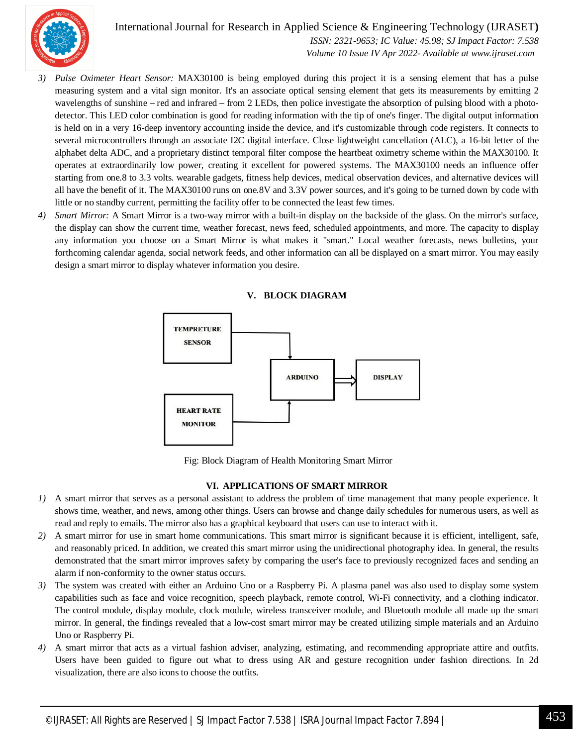3) *Pulse Oximeter Heart Sensor:* MAX30100 is being employed during this project it is a sensing element that has a pulse measuring system and a vital sign monitor. It's an associate optical sensing element that gets its measurements by emitting 2 wavelengths of sunshine – red and infrared – from 2 LEDs, then police investigate the absorption of pulsing blood with a photo-detector. This LED color combination is good for reading information with the tip of one's finger. The digital output information is held on in a very 16-deep inventory accounting inside the device, and it's customizable through code registers. It connects to several microcontrollers through an associate I2C digital interface. Close lightweight cancellation (ALC), a 16-bit letter of the alphabet delta ADC, and a proprietary distinct temporal filter compose the heartbeat oximetry scheme within the MAX30100. It operates at extraordinarily low power, creating it excellent for powered systems. The MAX30100 needs an influence offer starting from one.8 to 3.3 volts. wearable gadgets, fitness help devices, medical observation devices, and alternative devices will all have the benefit of it. The MAX30100 runs on one.8V and 3.3V power sources, and it's going to be turned down by code with little or no standby current, permitting the facility offer to be connected the least few times.

4) *Smart Mirror:* A Smart Mirror is a two-way mirror with a built-in display on the backside of the glass. On the mirror's surface, the display can show the current time, weather forecast, news feed, scheduled appointments, and more. The capacity to display any information you choose on a Smart Mirror is what makes it "smart." Local weather forecasts, news bulletins, your forthcoming calendar agenda, social network feeds, and other information can all be displayed on a smart mirror. You may easily design a smart mirror to display whatever information you desire.

## V. BLOCK DIAGRAM

TEMPRETURE SENSOR → ARDUINO → DISPLAY
HEART RATE MONITOR → ARDUINO

Fig: Block Diagram of Health Monitoring Smart Mirror

## VI. APPLICATIONS OF SMART MIRROR

1) A smart mirror that serves as a personal assistant to address the problem of time management that many people experience. It shows time, weather, and news, among other things. Users can browse and change daily schedules for numerous users, as well as read and reply to emails. The mirror also has a graphical keyboard that users can use to interact with it.
2) A smart mirror for use in smart home communications. This smart mirror is significant because it is efficient, intelligent, safe, and reasonably priced. In addition, we created this smart mirror using the unidirectional photography idea. In general, the results demonstrated that the smart mirror improves safety by comparing the user's face to previously recognized faces and sending an alarm if non-conformity to the owner status occurs.
3) The system was created with either an Arduino Uno or a Raspberry Pi. A plasma panel was also used to display some system capabilities such as face and voice recognition, speech playback, remote control, Wi-Fi connectivity, and a clothing indicator. The control module, display module, clock module, wireless transceiver module, and Bluetooth module all made up the smart mirror. In general, the findings revealed that a low-cost smart mirror may be created utilizing simple materials and an Arduino Uno or Raspberry Pi.
4) A smart mirror that acts as a virtual fashion adviser, analyzing, estimating, and recommending appropriate attire and outfits. Users have been guided to figure out what to dress using AR and gesture recognition under fashion directions. In 2d visualization, there are also icons to choose the outfits.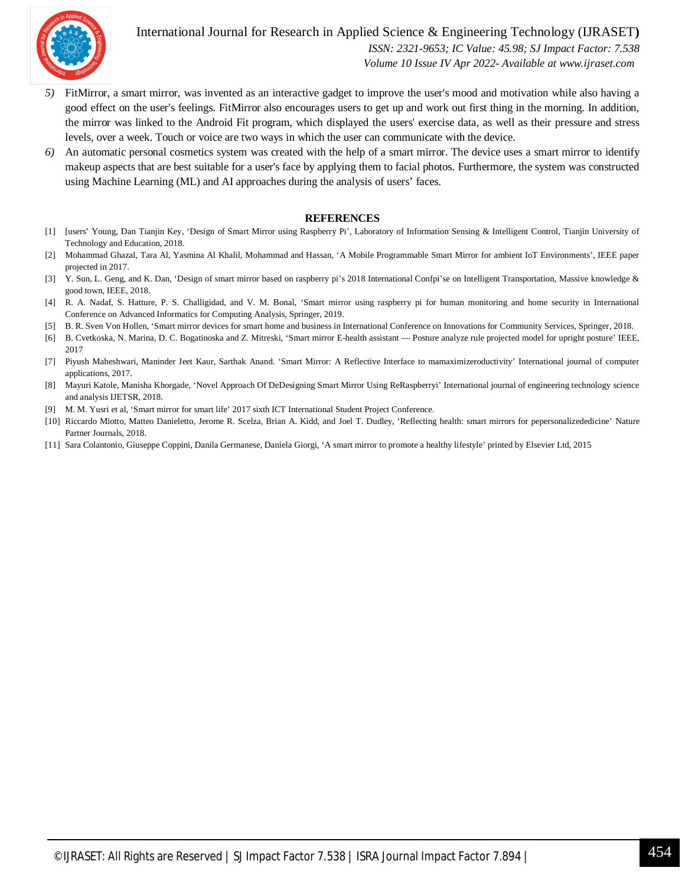5) FitMirror, a smart mirror, was invented as an interactive gadget to improve the user's mood and motivation while also having a good effect on the user's feelings. FitMirror also encourages users to get up and work out first thing in the morning. In addition, the mirror was linked to the Android Fit program, which displayed the users' exercise data, as well as their pressure and stress levels, over a week. Touch or voice are two ways in which the user can communicate with the device.
6) An automatic personal cosmetics system was created with the help of a smart mirror. The device uses a smart mirror to identify makeup aspects that are best suitable for a user's face by applying them to facial photos. Furthermore, the system was constructed using Machine Learning (ML) and AI approaches during the analysis of users' faces.

## REFERENCES

[1] [users' Young, Dan Tianjin Key, 'Design of Smart Mirror using Raspberry Pi', Laboratory of Information Sensing & Intelligent Control, Tianjin University of Technology and Education, 2018.

[2] Mohammad Ghazal, Tara Al, Yasmina Al Khalil, Mohammad and Hassan, 'A Mobile Programmable Smart Mirror for ambient IoT Environments', IEEE paper projected in 2017.

[3] Y. Sun, L. Geng, and K. Dan, 'Design of smart mirror based on raspberry pi's 2018 International Confpi'se on Intelligent Transportation, Massive knowledge & good town, IEEE, 2018.

[4] R. A. Nadaf, S. Hatture, P. S. Challigidad, and V. M. Bonal, 'Smart mirror using raspberry pi for human monitoring and home security in International Conference on Advanced Informatics for Computing Analysis, Springer, 2019.

[5] B. R. Sven Von Hollen, 'Smart mirror devices for smart home and business in International Conference on Innovations for Community Services, Springer, 2018.

[6] B. Cvetkoska, N. Marina, D. C. Bogatinoska and Z. Mitreski, 'Smart mirror E-health assistant — Posture analyze rule projected model for upright posture' IEEE, 2017

[7] Piyush Maheshwari, Maninder Jeet Kaur, Sarthak Anand. 'Smart Mirror: A Reflective Interface to mamaximizeroductivity' International journal of computer applications, 2017.

[8] Mayuri Katole, Manisha Khorgade, 'Novel Approach Of DeDesigning Smart Mirror Using ReRaspberryi' International journal of engineering technology science and analysis IJETSR, 2018.

[9] M. M. Yusri et al, 'Smart mirror for smart life' 2017 sixth ICT International Student Project Conference.

[10] Riccardo Miotto, Matteo Danieletto, Jerome R. Scelza, Brian A. Kidd, and Joel T. Dudley, 'Reflecting health: smart mirrors for pepersonalizededicine' Nature Partner Journals, 2018.

[11] Sara Colantonio, Giuseppe Coppini, Danila Germanese, Daniela Giorgi, 'A smart mirror to promote a healthy lifestyle' printed by Elsevier Ltd, 2015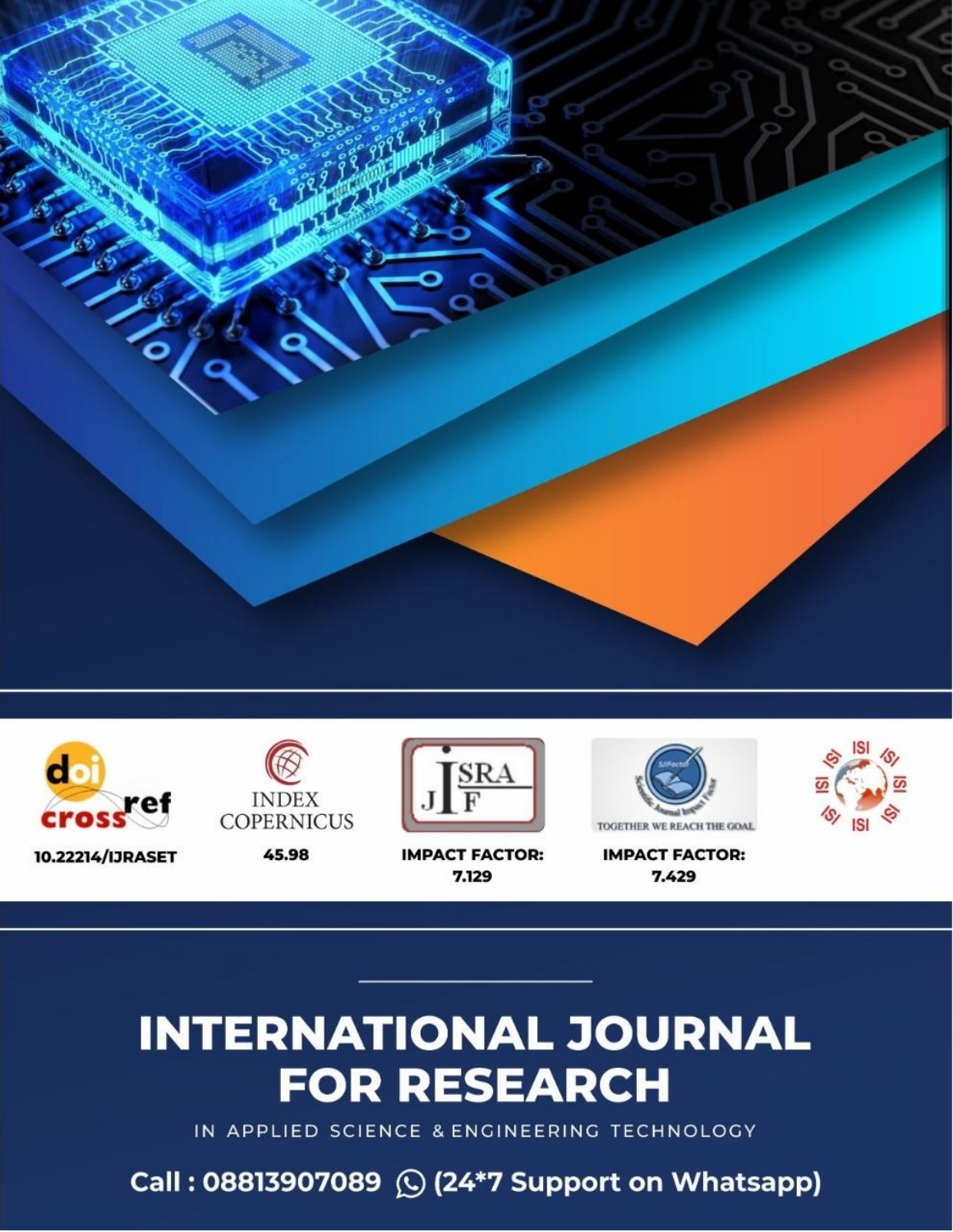10.22214/IJRASET

45.98

IMPACT FACTOR: 7.129

IMPACT FACTOR: 7.429

# INTERNATIONAL JOURNAL FOR RESEARCH

IN APPLIED SCIENCE & ENGINEERING TECHNOLOGY

Call : 08813907089 (24*7 Support on Whatsapp)